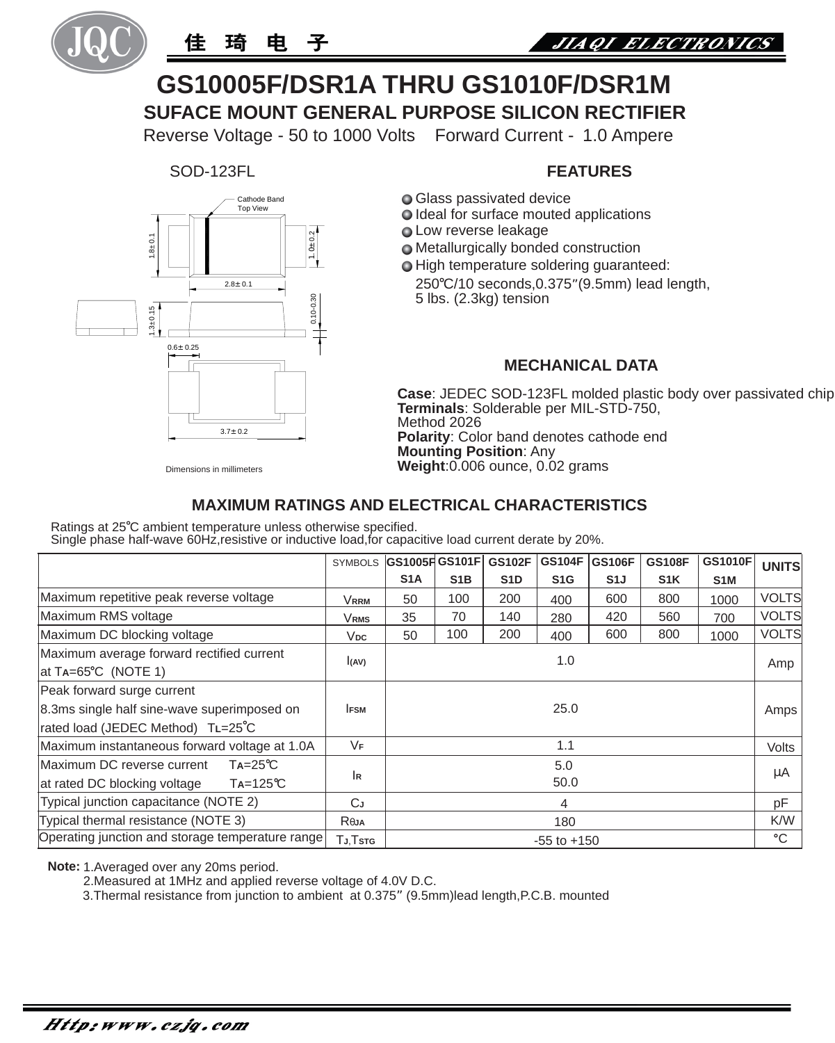JQC 佳 琦 电 子 JIAQI ELECTRONICS

# GS10005F/DSR1A THRU GS1010F/DSR1M

## SUFACE MOUNT GENERAL PURPOSE SILICON RECTIFIER

Reverse Voltage - 50 to 1000 Volts Forward Current - 1.0 Ampere

SOD-123FL

Cathode Band
Top View

1.8± 0.1
1.0± 0.2
2.8± 0.1
1.3± 0.15
0.10-0.30
0.6± 0.25
3.7± 0.2

Dimensions in millimeters

### FEATURES

- Glass passivated device
- Ideal for surface mouted applications
- Low reverse leakage
- Metallurgically bonded construction
- High temperature soldering guaranteed: 250℃/10 seconds,0.375″(9.5mm) lead length, 5 lbs. (2.3kg) tension

### MECHANICAL DATA

**Case**: JEDEC SOD-123FL molded plastic body over passivated chip
**Terminals**: Solderable per MIL-STD-750, Method 2026
**Polarity**: Color band denotes cathode end
**Mounting Position**: Any
**Weight**:0.006 ounce, 0.02 grams

### MAXIMUM RATINGS AND ELECTRICAL CHARACTERISTICS

Ratings at 25℃ ambient temperature unless otherwise specified.
Single phase half-wave 60Hz,resistive or inductive load,for capacitive load current derate by 20%.

| | SYMBOLS | GS1005F S1A | GS101F S1B | GS102F S1D | GS104F S1G | GS106F S1J | GS108F S1K | GS1010F S1M | UNITS |
|---|---|---|---|---|---|---|---|---|---|
| Maximum repetitive peak reverse voltage | $V_{RRM}$ | 50 | 100 | 200 | 400 | 600 | 800 | 1000 | VOLTS |
| Maximum RMS voltage | $V_{RMS}$ | 35 | 70 | 140 | 280 | 420 | 560 | 700 | VOLTS |
| Maximum DC blocking voltage | $V_{DC}$ | 50 | 100 | 200 | 400 | 600 | 800 | 1000 | VOLTS |
| Maximum average forward rectified current at $T_A$=65℃ (NOTE 1) | $I_{(AV)}$ | 1.0 | | | | | | | Amp |
| Peak forward surge current 8.3ms single half sine-wave superimposed on rated load (JEDEC Method) $T_L$=25℃ | $I_{FSM}$ | 25.0 | | | | | | | Amps |
| Maximum instantaneous forward voltage at 1.0A | $V_F$ | 1.1 | | | | | | | Volts |
| Maximum DC reverse current $T_A$=25℃ at rated DC blocking voltage $T_A$=125℃ | $I_R$ | 5.0 / 50.0 | | | | | | | μA |
| Typical junction capacitance (NOTE 2) | $C_J$ | 4 | | | | | | | pF |
| Typical thermal resistance (NOTE 3) | $R_{\theta JA}$ | 180 | | | | | | | K/W |
| Operating junction and storage temperature range | $T_J$,$T_{STG}$ | -55 to +150 | | | | | | | ℃ |

**Note:** 1.Averaged over any 20ms period.
2.Measured at 1MHz and applied reverse voltage of 4.0V D.C.
3.Thermal resistance from junction to ambient at 0.375″ (9.5mm)lead length,P.C.B. mounted

*Http://www.czjq.com*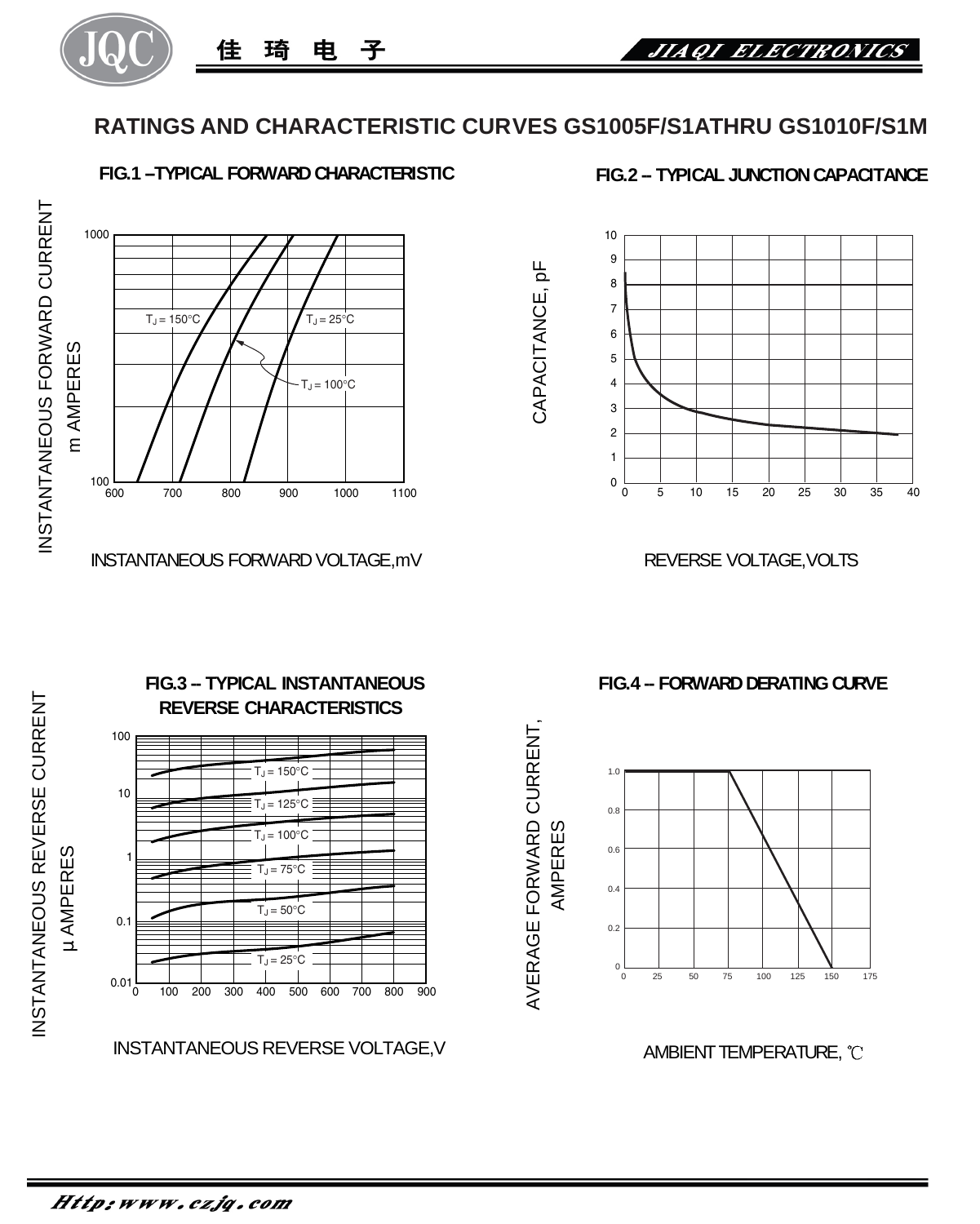## RATINGS AND CHARACTERISTIC CURVES GS1005F/S1ATHRU GS1010F/S1M

### FIG.1 –TYPICAL FORWARD CHARACTERISTIC

INSTANTANEOUS FORWARD CURRENT
m AMPERES

1000
100

$T_J$ = 150°C
$T_J$ = 25°C
$T_J$ = 100°C

600 700 800 900 1000 1100

INSTANTANEOUS FORWARD VOLTAGE,mV

### FIG.2 – TYPICAL JUNCTION CAPACITANCE

CAPACITANCE, pF

10 9 8 7 6 5 4 3 2 1 0

0 5 10 15 20 25 30 35 40

REVERSE VOLTAGE,VOLTS

### FIG.3 – TYPICAL INSTANTANEOUS REVERSE CHARACTERISTICS

INSTANTANEOUS REVERSE CURRENT
μ AMPERES

100 10 1 0.1 0.01

$T_J$ = 150°C
$T_J$ = 125°C
$T_J$ = 100°C
$T_J$ = 75°C
$T_J$ = 50°C
$T_J$ = 25°C

0 100 200 300 400 500 600 700 800 900

INSTANTANEOUS REVERSE VOLTAGE,V

### FIG.4 – FORWARD DERATING CURVE

AVERAGE FORWARD CURRENT,
AMPERES

1.0 0.8 0.6 0.4 0.2 0

0 25 50 75 100 125 150 175

AMBIENT TEMPERATURE, ℃